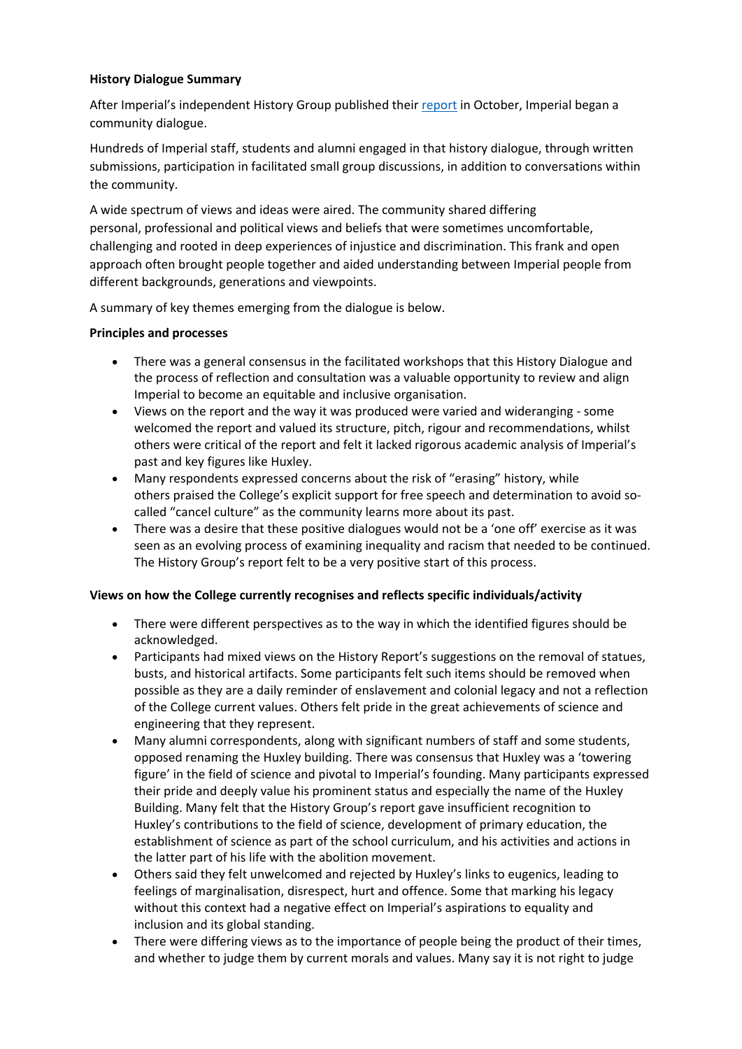**History Dialogue Summary**

After Imperial's independent History Group published their report in October, Imperial began a community dialogue.

Hundreds of Imperial staff, students and alumni engaged in that history dialogue, through written submissions, participation in facilitated small group discussions, in addition to conversations within the community.

A wide spectrum of views and ideas were aired. The community shared differing personal, professional and political views and beliefs that were sometimes uncomfortable, challenging and rooted in deep experiences of injustice and discrimination. This frank and open approach often brought people together and aided understanding between Imperial people from different backgrounds, generations and viewpoints.

A summary of key themes emerging from the dialogue is below.

**Principles and processes**

- There was a general consensus in the facilitated workshops that this History Dialogue and the process of reflection and consultation was a valuable opportunity to review and align Imperial to become an equitable and inclusive organisation.
- Views on the report and the way it was produced were varied and wideranging - some welcomed the report and valued its structure, pitch, rigour and recommendations, whilst others were critical of the report and felt it lacked rigorous academic analysis of Imperial's past and key figures like Huxley.
- Many respondents expressed concerns about the risk of "erasing" history, while others praised the College's explicit support for free speech and determination to avoid so-called "cancel culture" as the community learns more about its past.
- There was a desire that these positive dialogues would not be a 'one off' exercise as it was seen as an evolving process of examining inequality and racism that needed to be continued. The History Group's report felt to be a very positive start of this process.

**Views on how the College currently recognises and reflects specific individuals/activity**

- There were different perspectives as to the way in which the identified figures should be acknowledged.
- Participants had mixed views on the History Report's suggestions on the removal of statues, busts, and historical artifacts. Some participants felt such items should be removed when possible as they are a daily reminder of enslavement and colonial legacy and not a reflection of the College current values. Others felt pride in the great achievements of science and engineering that they represent.
- Many alumni correspondents, along with significant numbers of staff and some students, opposed renaming the Huxley building. There was consensus that Huxley was a 'towering figure' in the field of science and pivotal to Imperial's founding. Many participants expressed their pride and deeply value his prominent status and especially the name of the Huxley Building. Many felt that the History Group's report gave insufficient recognition to Huxley's contributions to the field of science, development of primary education, the establishment of science as part of the school curriculum, and his activities and actions in the latter part of his life with the abolition movement.
- Others said they felt unwelcomed and rejected by Huxley's links to eugenics, leading to feelings of marginalisation, disrespect, hurt and offence. Some that marking his legacy without this context had a negative effect on Imperial's aspirations to equality and inclusion and its global standing.
- There were differing views as to the importance of people being the product of their times, and whether to judge them by current morals and values. Many say it is not right to judge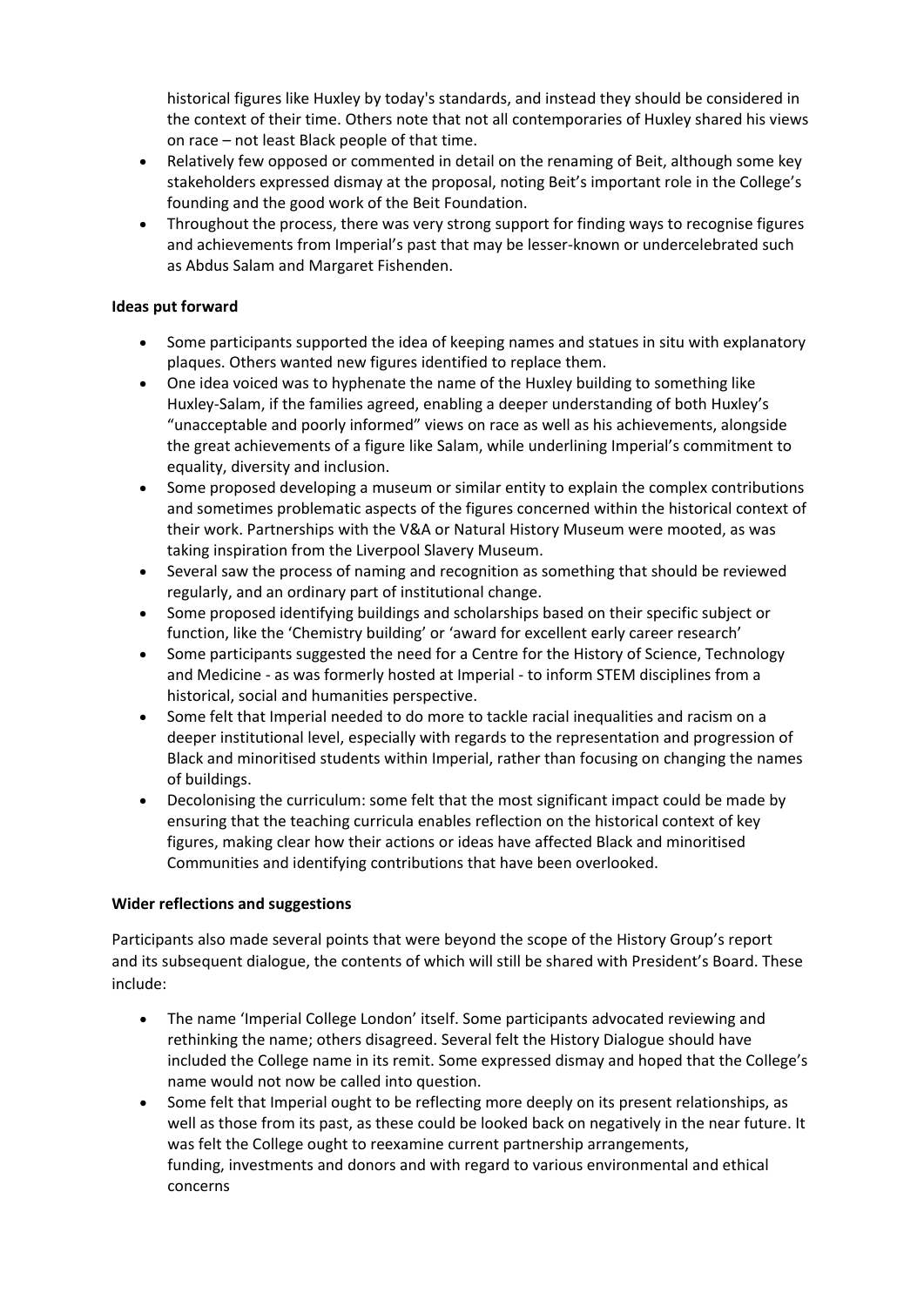historical figures like Huxley by today's standards, and instead they should be considered in the context of their time. Others note that not all contemporaries of Huxley shared his views on race – not least Black people of that time.

- Relatively few opposed or commented in detail on the renaming of Beit, although some key stakeholders expressed dismay at the proposal, noting Beit's important role in the College's founding and the good work of the Beit Foundation.
- Throughout the process, there was very strong support for finding ways to recognise figures and achievements from Imperial's past that may be lesser-known or undercelebrated such as Abdus Salam and Margaret Fishenden.

**Ideas put forward**

- Some participants supported the idea of keeping names and statues in situ with explanatory plaques. Others wanted new figures identified to replace them.
- One idea voiced was to hyphenate the name of the Huxley building to something like Huxley-Salam, if the families agreed, enabling a deeper understanding of both Huxley's "unacceptable and poorly informed" views on race as well as his achievements, alongside the great achievements of a figure like Salam, while underlining Imperial's commitment to equality, diversity and inclusion.
- Some proposed developing a museum or similar entity to explain the complex contributions and sometimes problematic aspects of the figures concerned within the historical context of their work. Partnerships with the V&A or Natural History Museum were mooted, as was taking inspiration from the Liverpool Slavery Museum.
- Several saw the process of naming and recognition as something that should be reviewed regularly, and an ordinary part of institutional change.
- Some proposed identifying buildings and scholarships based on their specific subject or function, like the 'Chemistry building' or 'award for excellent early career research'
- Some participants suggested the need for a Centre for the History of Science, Technology and Medicine - as was formerly hosted at Imperial - to inform STEM disciplines from a historical, social and humanities perspective.
- Some felt that Imperial needed to do more to tackle racial inequalities and racism on a deeper institutional level, especially with regards to the representation and progression of Black and minoritised students within Imperial, rather than focusing on changing the names of buildings.
- Decolonising the curriculum: some felt that the most significant impact could be made by ensuring that the teaching curricula enables reflection on the historical context of key figures, making clear how their actions or ideas have affected Black and minoritised Communities and identifying contributions that have been overlooked.

**Wider reflections and suggestions**

Participants also made several points that were beyond the scope of the History Group's report and its subsequent dialogue, the contents of which will still be shared with President's Board. These include:

- The name 'Imperial College London' itself. Some participants advocated reviewing and rethinking the name; others disagreed. Several felt the History Dialogue should have included the College name in its remit. Some expressed dismay and hoped that the College's name would not now be called into question.
- Some felt that Imperial ought to be reflecting more deeply on its present relationships, as well as those from its past, as these could be looked back on negatively in the near future. It was felt the College ought to reexamine current partnership arrangements, funding, investments and donors and with regard to various environmental and ethical concerns